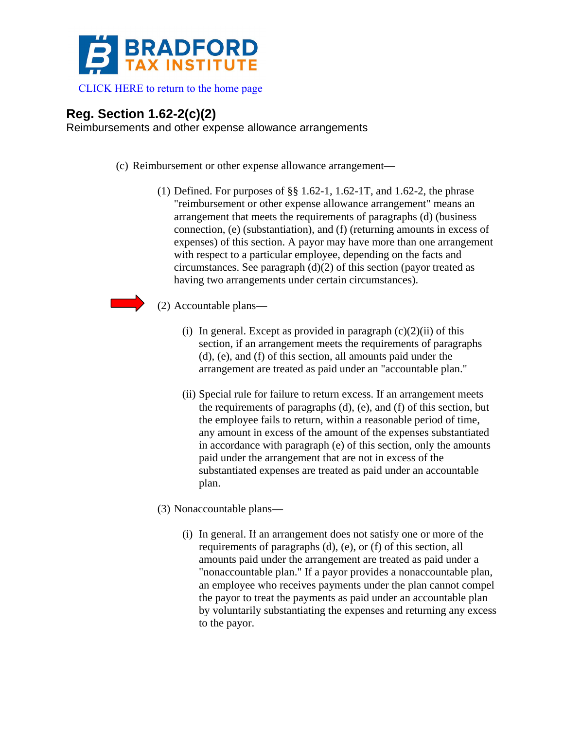BRADFORD TAX INSTITUTE

CLICK HERE to return to the home page

## Reg. Section 1.62-2(c)(2)

Reimbursements and other expense allowance arrangements

(c) Reimbursement or other expense allowance arrangement—

(1) Defined. For purposes of §§ 1.62-1, 1.62-1T, and 1.62-2, the phrase "reimbursement or other expense allowance arrangement" means an arrangement that meets the requirements of paragraphs (d) (business connection, (e) (substantiation), and (f) (returning amounts in excess of expenses) of this section. A payor may have more than one arrangement with respect to a particular employee, depending on the facts and circumstances. See paragraph (d)(2) of this section (payor treated as having two arrangements under certain circumstances).

(2) Accountable plans—

(i) In general. Except as provided in paragraph (c)(2)(ii) of this section, if an arrangement meets the requirements of paragraphs (d), (e), and (f) of this section, all amounts paid under the arrangement are treated as paid under an "accountable plan."

(ii) Special rule for failure to return excess. If an arrangement meets the requirements of paragraphs (d), (e), and (f) of this section, but the employee fails to return, within a reasonable period of time, any amount in excess of the amount of the expenses substantiated in accordance with paragraph (e) of this section, only the amounts paid under the arrangement that are not in excess of the substantiated expenses are treated as paid under an accountable plan.

(3) Nonaccountable plans—

(i) In general. If an arrangement does not satisfy one or more of the requirements of paragraphs (d), (e), or (f) of this section, all amounts paid under the arrangement are treated as paid under a "nonaccountable plan." If a payor provides a nonaccountable plan, an employee who receives payments under the plan cannot compel the payor to treat the payments as paid under an accountable plan by voluntarily substantiating the expenses and returning any excess to the payor.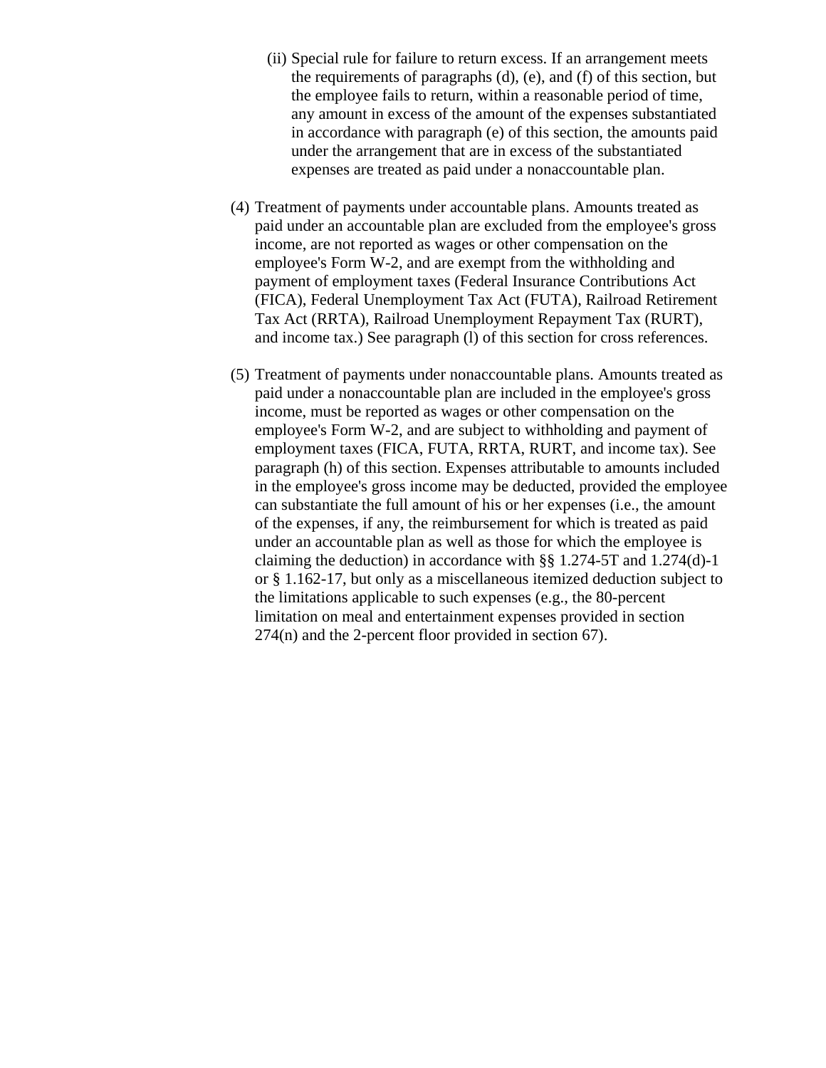(ii) Special rule for failure to return excess. If an arrangement meets the requirements of paragraphs (d), (e), and (f) of this section, but the employee fails to return, within a reasonable period of time, any amount in excess of the amount of the expenses substantiated in accordance with paragraph (e) of this section, the amounts paid under the arrangement that are in excess of the substantiated expenses are treated as paid under a nonaccountable plan.

(4) Treatment of payments under accountable plans. Amounts treated as paid under an accountable plan are excluded from the employee's gross income, are not reported as wages or other compensation on the employee's Form W-2, and are exempt from the withholding and payment of employment taxes (Federal Insurance Contributions Act (FICA), Federal Unemployment Tax Act (FUTA), Railroad Retirement Tax Act (RRTA), Railroad Unemployment Repayment Tax (RURT), and income tax.) See paragraph (l) of this section for cross references.

(5) Treatment of payments under nonaccountable plans. Amounts treated as paid under a nonaccountable plan are included in the employee's gross income, must be reported as wages or other compensation on the employee's Form W-2, and are subject to withholding and payment of employment taxes (FICA, FUTA, RRTA, RURT, and income tax). See paragraph (h) of this section. Expenses attributable to amounts included in the employee's gross income may be deducted, provided the employee can substantiate the full amount of his or her expenses (i.e., the amount of the expenses, if any, the reimbursement for which is treated as paid under an accountable plan as well as those for which the employee is claiming the deduction) in accordance with §§ 1.274-5T and 1.274(d)-1 or § 1.162-17, but only as a miscellaneous itemized deduction subject to the limitations applicable to such expenses (e.g., the 80-percent limitation on meal and entertainment expenses provided in section 274(n) and the 2-percent floor provided in section 67).